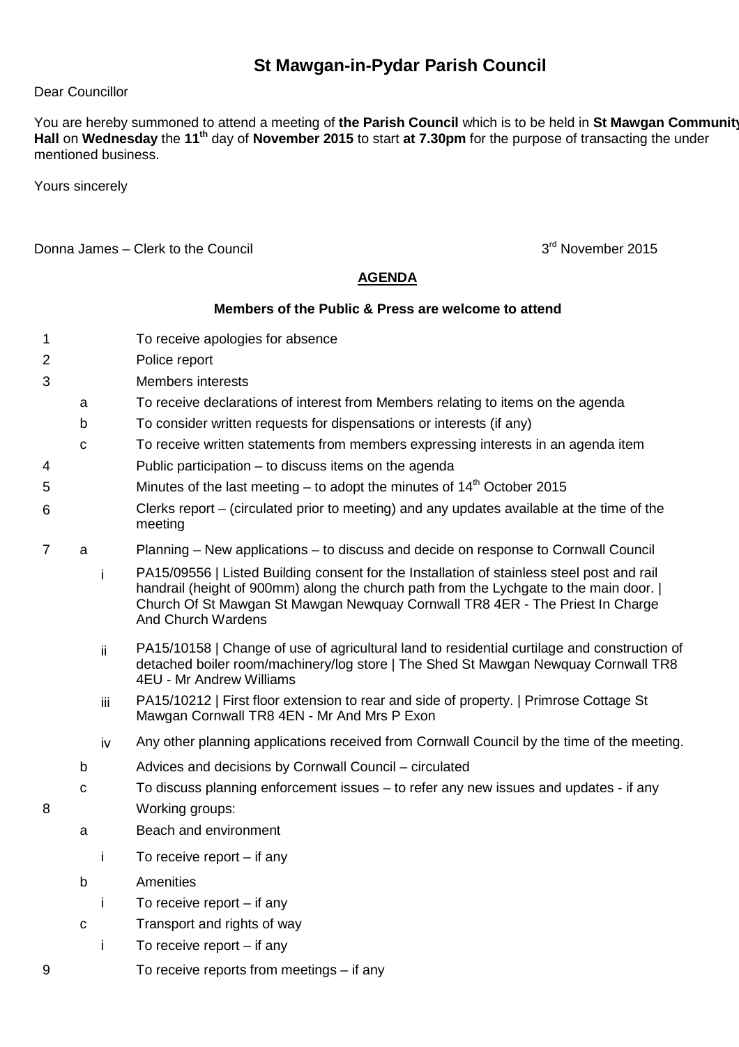# St Mawgan-in-Pydar Parish Council

Dear Councillor

You are hereby summoned to attend a meeting of **the Parish Council** which is to be held in **St Mawgan Community Hall** on **Wednesday** the **11th** day of **November 2015** to start **at 7.30pm** for the purpose of transacting the under mentioned business.

Yours sincerely

Donna James – Clerk to the Council

3rd November 2015

## AGENDA

**Members of the Public & Press are welcome to attend**

1. To receive apologies for absence
2. Police report
3. Members interests
   - a. To receive declarations of interest from Members relating to items on the agenda
   - b. To consider written requests for dispensations or interests (if any)
   - c. To receive written statements from members expressing interests in an agenda item
4. Public participation – to discuss items on the agenda
5. Minutes of the last meeting – to adopt the minutes of 14th October 2015
6. Clerks report – (circulated prior to meeting) and any updates available at the time of the meeting
7. 
   - a. Planning – New applications – to discuss and decide on response to Cornwall Council
     - i. PA15/09556 | Listed Building consent for the Installation of stainless steel post and rail handrail (height of 900mm) along the church path from the Lychgate to the main door. | Church Of St Mawgan St Mawgan Newquay Cornwall TR8 4ER - The Priest In Charge And Church Wardens
     - ii. PA15/10158 | Change of use of agricultural land to residential curtilage and construction of detached boiler room/machinery/log store | The Shed St Mawgan Newquay Cornwall TR8 4EU - Mr Andrew Williams
     - iii. PA15/10212 | First floor extension to rear and side of property. | Primrose Cottage St Mawgan Cornwall TR8 4EN - Mr And Mrs P Exon
     - iv. Any other planning applications received from Cornwall Council by the time of the meeting.
   - b. Advices and decisions by Cornwall Council – circulated
   - c. To discuss planning enforcement issues – to refer any new issues and updates - if any
8. Working groups:
   - a. Beach and environment
     - i. To receive report – if any
   - b. Amenities
     - i. To receive report – if any
   - c. Transport and rights of way
     - i. To receive report – if any
9. To receive reports from meetings – if any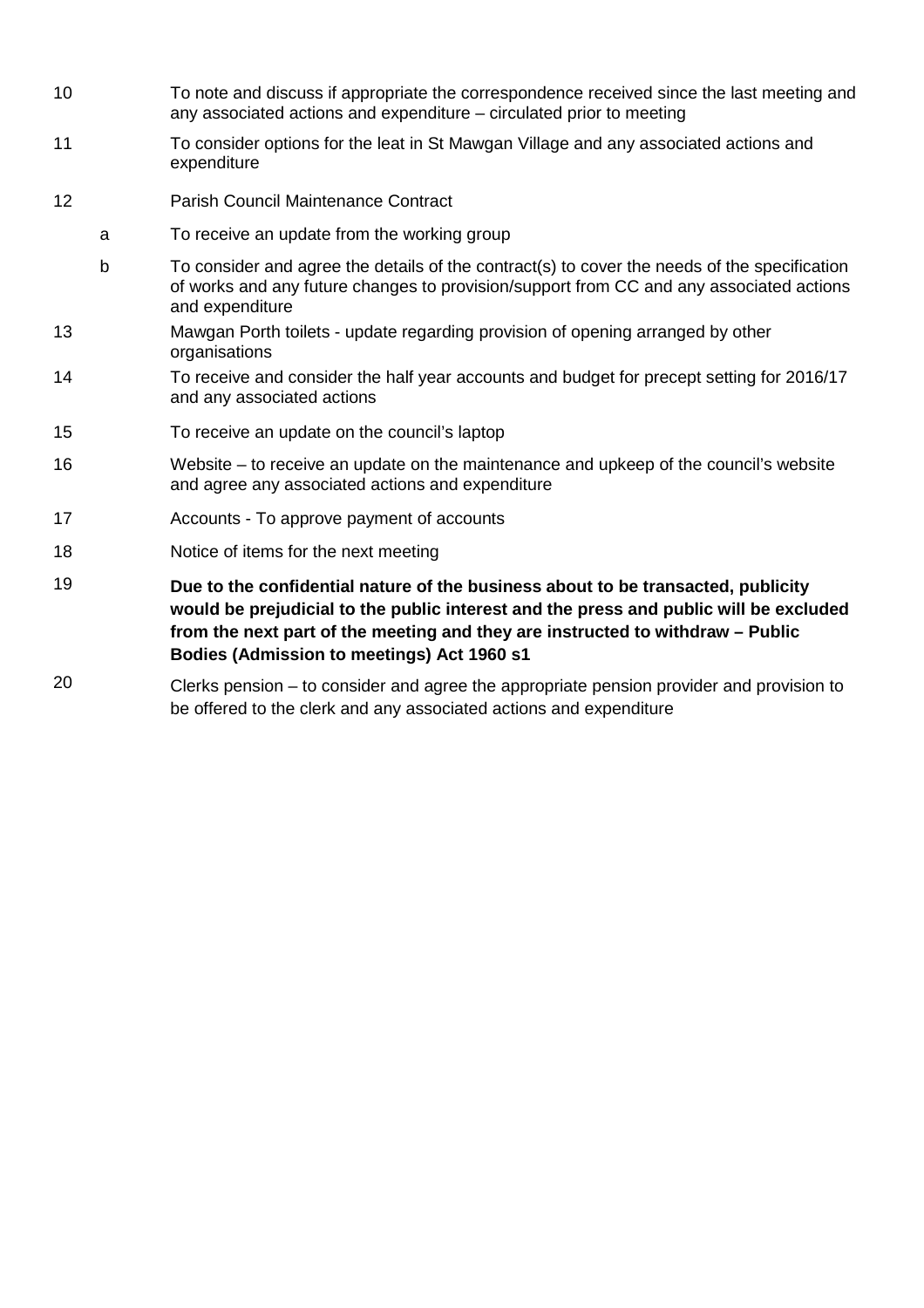10 To note and discuss if appropriate the correspondence received since the last meeting and any associated actions and expenditure – circulated prior to meeting

11 To consider options for the leat in St Mawgan Village and any associated actions and expenditure

12 Parish Council Maintenance Contract

- a To receive an update from the working group
- b To consider and agree the details of the contract(s) to cover the needs of the specification of works and any future changes to provision/support from CC and any associated actions and expenditure

13 Mawgan Porth toilets - update regarding provision of opening arranged by other organisations

14 To receive and consider the half year accounts and budget for precept setting for 2016/17 and any associated actions

15 To receive an update on the council's laptop

16 Website – to receive an update on the maintenance and upkeep of the council's website and agree any associated actions and expenditure

17 Accounts - To approve payment of accounts

18 Notice of items for the next meeting

19 **Due to the confidential nature of the business about to be transacted, publicity would be prejudicial to the public interest and the press and public will be excluded from the next part of the meeting and they are instructed to withdraw – Public Bodies (Admission to meetings) Act 1960 s1**

20 Clerks pension – to consider and agree the appropriate pension provider and provision to be offered to the clerk and any associated actions and expenditure